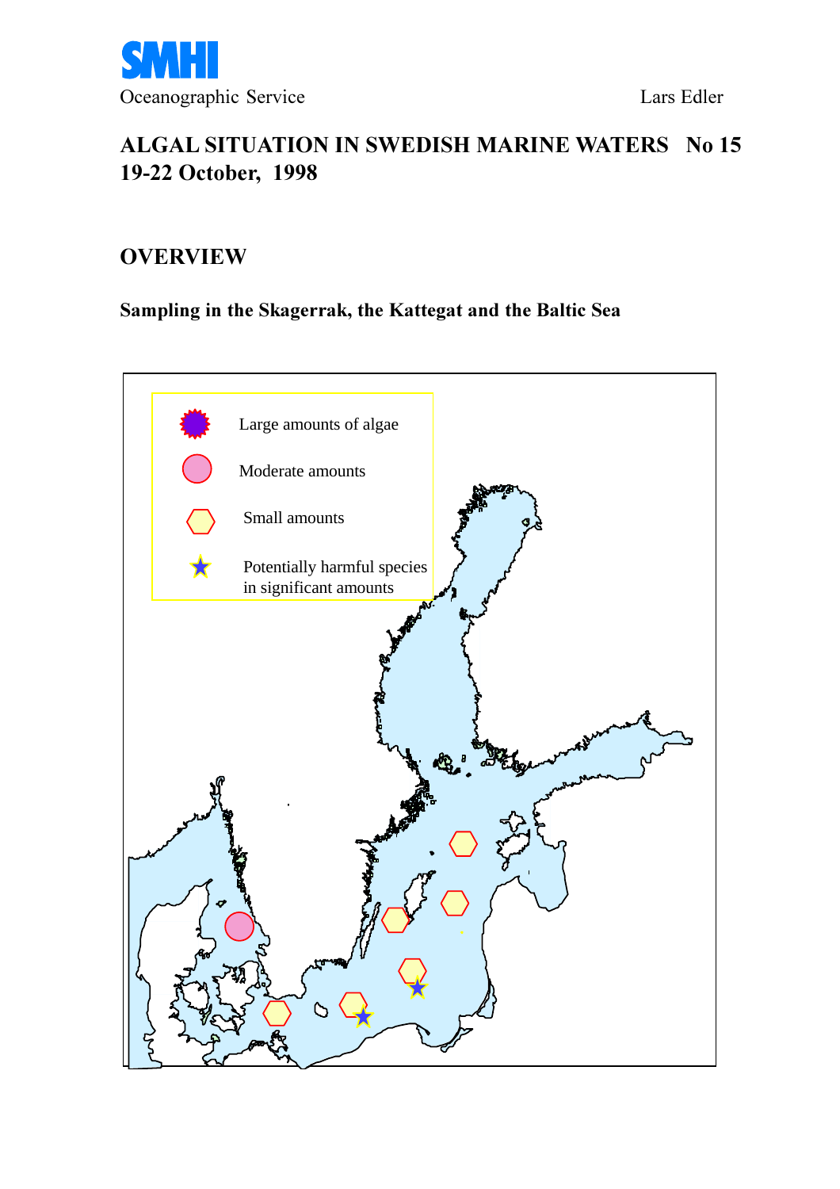**SMHI**

Oceanographic Service

Lars Edler

# ALGAL SITUATION IN SWEDISH MARINE WATERS No 15
# 19-22 October, 1998

## OVERVIEW

### Sampling in the Skagerrak, the Kattegat and the Baltic Sea

Large amounts of algae

Moderate amounts

Small amounts

Potentially harmful species in significant amounts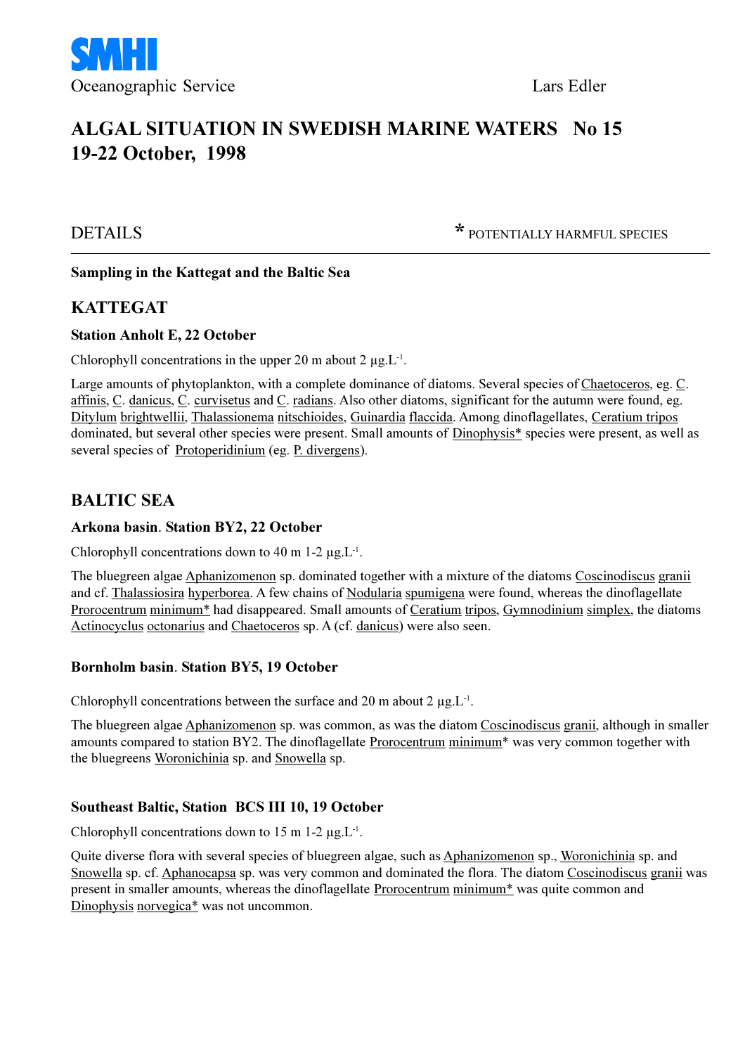SMHI

Oceanographic Service

Lars Edler

# ALGAL SITUATION IN SWEDISH MARINE WATERS No 15
# 19-22 October, 1998

DETAILS

\* POTENTIALLY HARMFUL SPECIES

---

**Sampling in the Kattegat and the Baltic Sea**

## KATTEGAT

### Station Anholt E, 22 October

Chlorophyll concentrations in the upper 20 m about 2 µg.L$^{-1}$.

Large amounts of phytoplankton, with a complete dominance of diatoms. Several species of Chaetoceros, eg. C. affinis, C. danicus, C. curvisetus and C. radians. Also other diatoms, significant for the autumn were found, eg. Ditylum brightwellii, Thalassionema nitschioides, Guinardia flaccida. Among dinoflagellates, Ceratium tripos dominated, but several other species were present. Small amounts of Dinophysis* species were present, as well as several species of Protoperidinium (eg. P. divergens).

## BALTIC SEA

### Arkona basin. Station BY2, 22 October

Chlorophyll concentrations down to 40 m 1-2 µg.L$^{-1}$.

The bluegreen algae Aphanizomenon sp. dominated together with a mixture of the diatoms Coscinodiscus granii and cf. Thalassiosira hyperborea. A few chains of Nodularia spumigena were found, whereas the dinoflagellate Prorocentrum minimum* had disappeared. Small amounts of Ceratium tripos, Gymnodinium simplex, the diatoms Actinocyclus octonarius and Chaetoceros sp. A (cf. danicus) were also seen.

### Bornholm basin. Station BY5, 19 October

Chlorophyll concentrations between the surface and 20 m about 2 µg.L$^{-1}$.

The bluegreen algae Aphanizomenon sp. was common, as was the diatom Coscinodiscus granii, although in smaller amounts compared to station BY2. The dinoflagellate Prorocentrum minimum* was very common together with the bluegreens Woronichinia sp. and Snowella sp.

### Southeast Baltic, Station BCS III 10, 19 October

Chlorophyll concentrations down to 15 m 1-2 µg.L$^{-1}$.

Quite diverse flora with several species of bluegreen algae, such as Aphanizomenon sp., Woronichinia sp. and Snowella sp. cf. Aphanocapsa sp. was very common and dominated the flora. The diatom Coscinodiscus granii was present in smaller amounts, whereas the dinoflagellate Prorocentrum minimum* was quite common and Dinophysis norvegica* was not uncommon.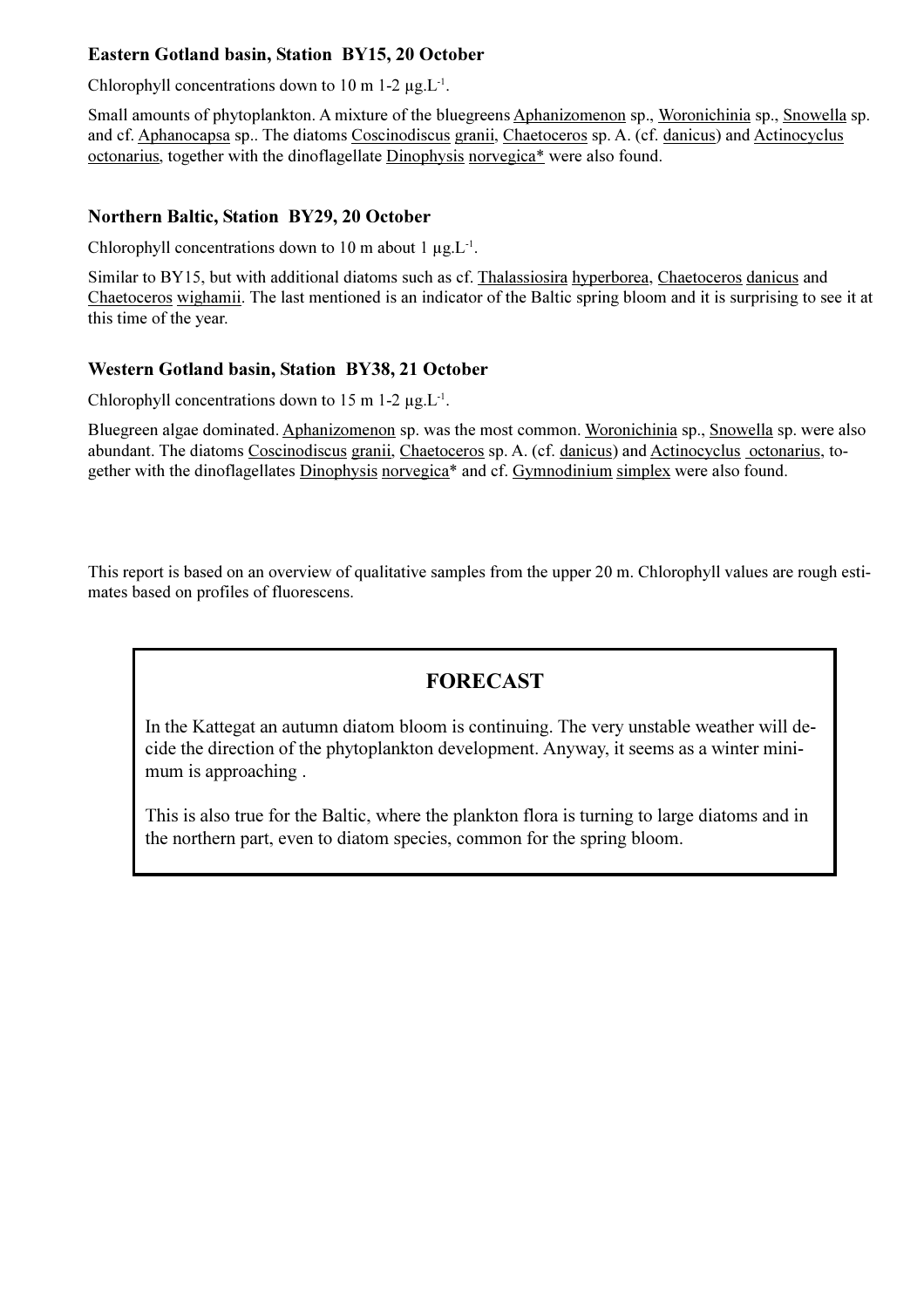### Eastern Gotland basin, Station BY15, 20 October

Chlorophyll concentrations down to 10 m 1-2 $\mu g.L^{-1}$.

Small amounts of phytoplankton. A mixture of the bluegreens Aphanizomenon sp., Woronichinia sp., Snowella sp. and cf. Aphanocapsa sp.. The diatoms Coscinodiscus granii, Chaetoceros sp. A. (cf. danicus) and Actinocyclus octonarius, together with the dinoflagellate Dinophysis norvegica* were also found.

### Northern Baltic, Station BY29, 20 October

Chlorophyll concentrations down to 10 m about 1 $\mu g.L^{-1}$.

Similar to BY15, but with additional diatoms such as cf. Thalassiosira hyperborea, Chaetoceros danicus and Chaetoceros wighamii. The last mentioned is an indicator of the Baltic spring bloom and it is surprising to see it at this time of the year.

### Western Gotland basin, Station BY38, 21 October

Chlorophyll concentrations down to 15 m 1-2 $\mu g.L^{-1}$.

Bluegreen algae dominated. Aphanizomenon sp. was the most common. Woronichinia sp., Snowella sp. were also abundant. The diatoms Coscinodiscus granii, Chaetoceros sp. A. (cf. danicus) and Actinocyclus octonarius, together with the dinoflagellates Dinophysis norvegica* and cf. Gymnodinium simplex were also found.

This report is based on an overview of qualitative samples from the upper 20 m. Chlorophyll values are rough estimates based on profiles of fluorescens.

## FORECAST

In the Kattegat an autumn diatom bloom is continuing. The very unstable weather will decide the direction of the phytoplankton development. Anyway, it seems as a winter minimum is approaching .

This is also true for the Baltic, where the plankton flora is turning to large diatoms and in the northern part, even to diatom species, common for the spring bloom.